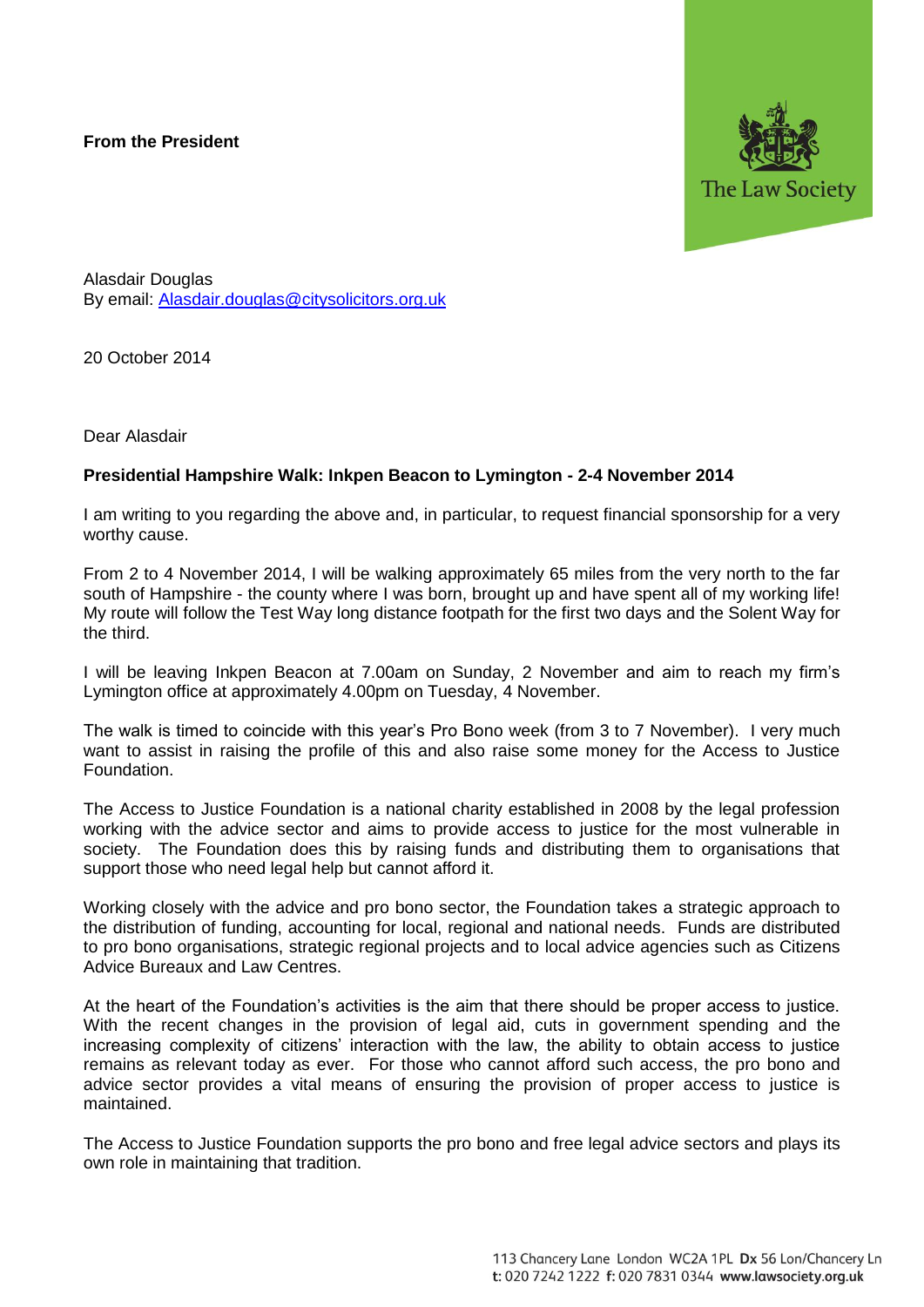**From the President**

The Law Society

Alasdair Douglas
By email: [Alasdair.douglas@citysolicitors.org.uk](mailto:Alasdair.douglas@citysolicitors.org.uk)

20 October 2014

Dear Alasdair

**Presidential Hampshire Walk: Inkpen Beacon to Lymington - 2-4 November 2014**

I am writing to you regarding the above and, in particular, to request financial sponsorship for a very worthy cause.

From 2 to 4 November 2014, I will be walking approximately 65 miles from the very north to the far south of Hampshire - the county where I was born, brought up and have spent all of my working life! My route will follow the Test Way long distance footpath for the first two days and the Solent Way for the third.

I will be leaving Inkpen Beacon at 7.00am on Sunday, 2 November and aim to reach my firm's Lymington office at approximately 4.00pm on Tuesday, 4 November.

The walk is timed to coincide with this year's Pro Bono week (from 3 to 7 November). I very much want to assist in raising the profile of this and also raise some money for the Access to Justice Foundation.

The Access to Justice Foundation is a national charity established in 2008 by the legal profession working with the advice sector and aims to provide access to justice for the most vulnerable in society. The Foundation does this by raising funds and distributing them to organisations that support those who need legal help but cannot afford it.

Working closely with the advice and pro bono sector, the Foundation takes a strategic approach to the distribution of funding, accounting for local, regional and national needs. Funds are distributed to pro bono organisations, strategic regional projects and to local advice agencies such as Citizens Advice Bureaux and Law Centres.

At the heart of the Foundation's activities is the aim that there should be proper access to justice. With the recent changes in the provision of legal aid, cuts in government spending and the increasing complexity of citizens' interaction with the law, the ability to obtain access to justice remains as relevant today as ever. For those who cannot afford such access, the pro bono and advice sector provides a vital means of ensuring the provision of proper access to justice is maintained.

The Access to Justice Foundation supports the pro bono and free legal advice sectors and plays its own role in maintaining that tradition.

113 Chancery Lane London WC2A 1PL **Dx** 56 Lon/Chancery Ln
**t:** 020 7242 1222 **f:** 020 7831 0344 **www.lawsociety.org.uk**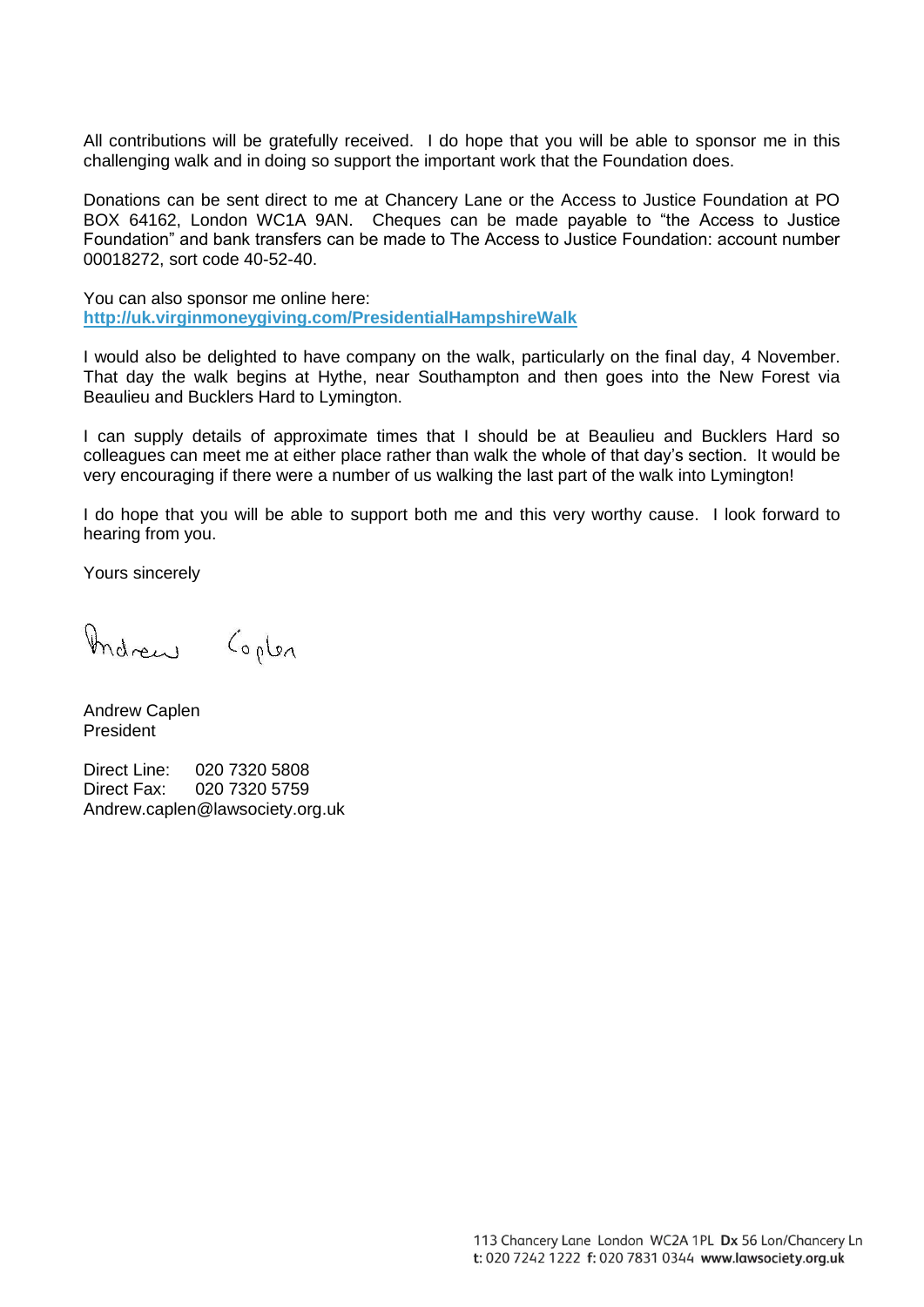All contributions will be gratefully received. I do hope that you will be able to sponsor me in this challenging walk and in doing so support the important work that the Foundation does.

Donations can be sent direct to me at Chancery Lane or the Access to Justice Foundation at PO BOX 64162, London WC1A 9AN. Cheques can be made payable to "the Access to Justice Foundation" and bank transfers can be made to The Access to Justice Foundation: account number 00018272, sort code 40-52-40.

You can also sponsor me online here:
**http://uk.virginmoneygiving.com/PresidentialHampshireWalk**

I would also be delighted to have company on the walk, particularly on the final day, 4 November. That day the walk begins at Hythe, near Southampton and then goes into the New Forest via Beaulieu and Bucklers Hard to Lymington.

I can supply details of approximate times that I should be at Beaulieu and Bucklers Hard so colleagues can meet me at either place rather than walk the whole of that day's section. It would be very encouraging if there were a number of us walking the last part of the walk into Lymington!

I do hope that you will be able to support both me and this very worthy cause. I look forward to hearing from you.

Yours sincerely

Andrew Caplen

Andrew Caplen
President

Direct Line: 020 7320 5808
Direct Fax: 020 7320 5759
Andrew.caplen@lawsociety.org.uk

113 Chancery Lane London WC2A 1PL **Dx** 56 Lon/Chancery Ln
**t:** 020 7242 1222 **f:** 020 7831 0344 **www.lawsociety.org.uk**